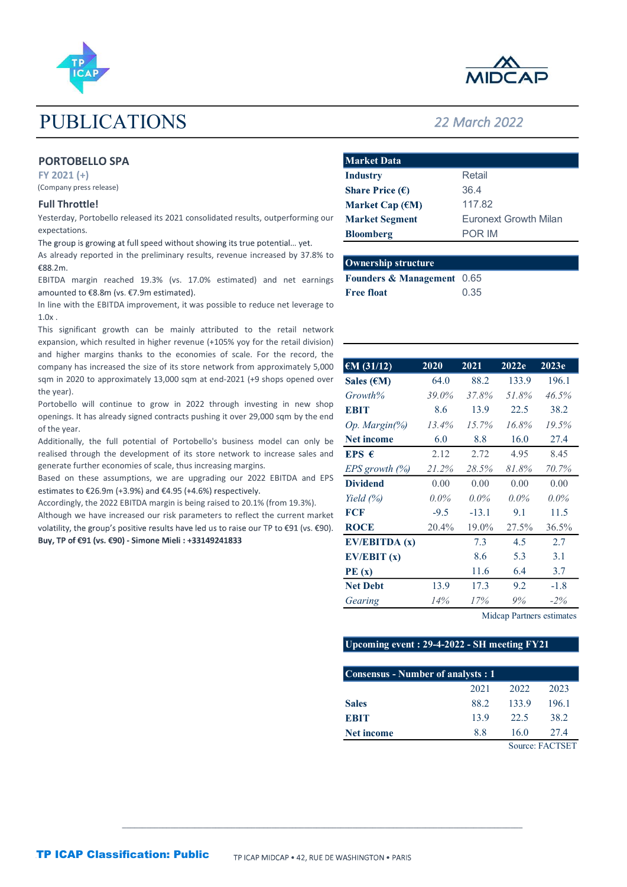# PUBLICATIONS

*22 March 2022*

## PORTOBELLO SPA

FY 2021 (+)

(Company press release)

### Full Throttle!

Yesterday, Portobello released its 2021 consolidated results, outperforming our expectations.

The group is growing at full speed without showing its true potential… yet.

As already reported in the preliminary results, revenue increased by 37.8% to €88.2m.

EBITDA margin reached 19.3% (vs. 17.0% estimated) and net earnings amounted to €8.8m (vs. €7.9m estimated).

In line with the EBITDA improvement, it was possible to reduce net leverage to 1.0x .

This significant growth can be mainly attributed to the retail network expansion, which resulted in higher revenue (+105% yoy for the retail division) and higher margins thanks to the economies of scale. For the record, the company has increased the size of its store network from approximately 5,000 sqm in 2020 to approximately 13,000 sqm at end-2021 (+9 shops opened over the year).

Portobello will continue to grow in 2022 through investing in new shop openings. It has already signed contracts pushing it over 29,000 sqm by the end of the year.

Additionally, the full potential of Portobello's business model can only be realised through the development of its store network to increase sales and generate further economies of scale, thus increasing margins.

Based on these assumptions, we are upgrading our 2022 EBITDA and EPS estimates to €26.9m (+3.9%) and €4.95 (+4.6%) respectively.

Accordingly, the 2022 EBITDA margin is being raised to 20.1% (from 19.3%).

Although we have increased our risk parameters to reflect the current market volatility, the group's positive results have led us to raise our TP to €91 (vs. €90).

**Buy, TP of €91 (vs. €90) - Simone Mieli : +33149241833**

| Market Data | |
|---|---|
| **Industry** | Retail |
| **Share Price (€)** | 36.4 |
| **Market Cap (€M)** | 117.82 |
| **Market Segment** | Euronext Growth Milan |
| **Bloomberg** | POR IM |

| Ownership structure | |
|---|---|
| **Founders & Management** | 0.65 |
| **Free float** | 0.35 |

| €M (31/12) | 2020 | 2021 | 2022e | 2023e |
|---|---|---|---|---|
| **Sales (€M)** | 64.0 | 88.2 | 133.9 | 196.1 |
| *Growth%* | *39.0%* | *37.8%* | *51.8%* | *46.5%* |
| **EBIT** | 8.6 | 13.9 | 22.5 | 38.2 |
| *Op. Margin(%)* | *13.4%* | *15.7%* | *16.8%* | *19.5%* |
| **Net income** | 6.0 | 8.8 | 16.0 | 27.4 |
| **EPS €** | 2.12 | 2.72 | 4.95 | 8.45 |
| *EPS growth (%)* | *21.2%* | *28.5%* | *81.8%* | *70.7%* |
| **Dividend** | 0.00 | 0.00 | 0.00 | 0.00 |
| *Yield (%)* | *0.0%* | *0.0%* | *0.0%* | *0.0%* |
| **FCF** | -9.5 | -13.1 | 9.1 | 11.5 |
| **ROCE** | 20.4% | 19.0% | 27.5% | 36.5% |
| **EV/EBITDA (x)** | | 7.3 | 4.5 | 2.7 |
| **EV/EBIT (x)** | | 8.6 | 5.3 | 3.1 |
| **PE (x)** | | 11.6 | 6.4 | 3.7 |
| **Net Debt** | 13.9 | 17.3 | 9.2 | -1.8 |
| *Gearing* | *14%* | *17%* | *9%* | *-2%* |

Midcap Partners estimates

**Upcoming event : 29-4-2022 - SH meeting FY21**

| Consensus - Number of analysts : 1 | 2021 | 2022 | 2023 |
|---|---|---|---|
| **Sales** | 88.2 | 133.9 | 196.1 |
| **EBIT** | 13.9 | 22.5 | 38.2 |
| **Net income** | 8.8 | 16.0 | 27.4 |

Source: FACTSET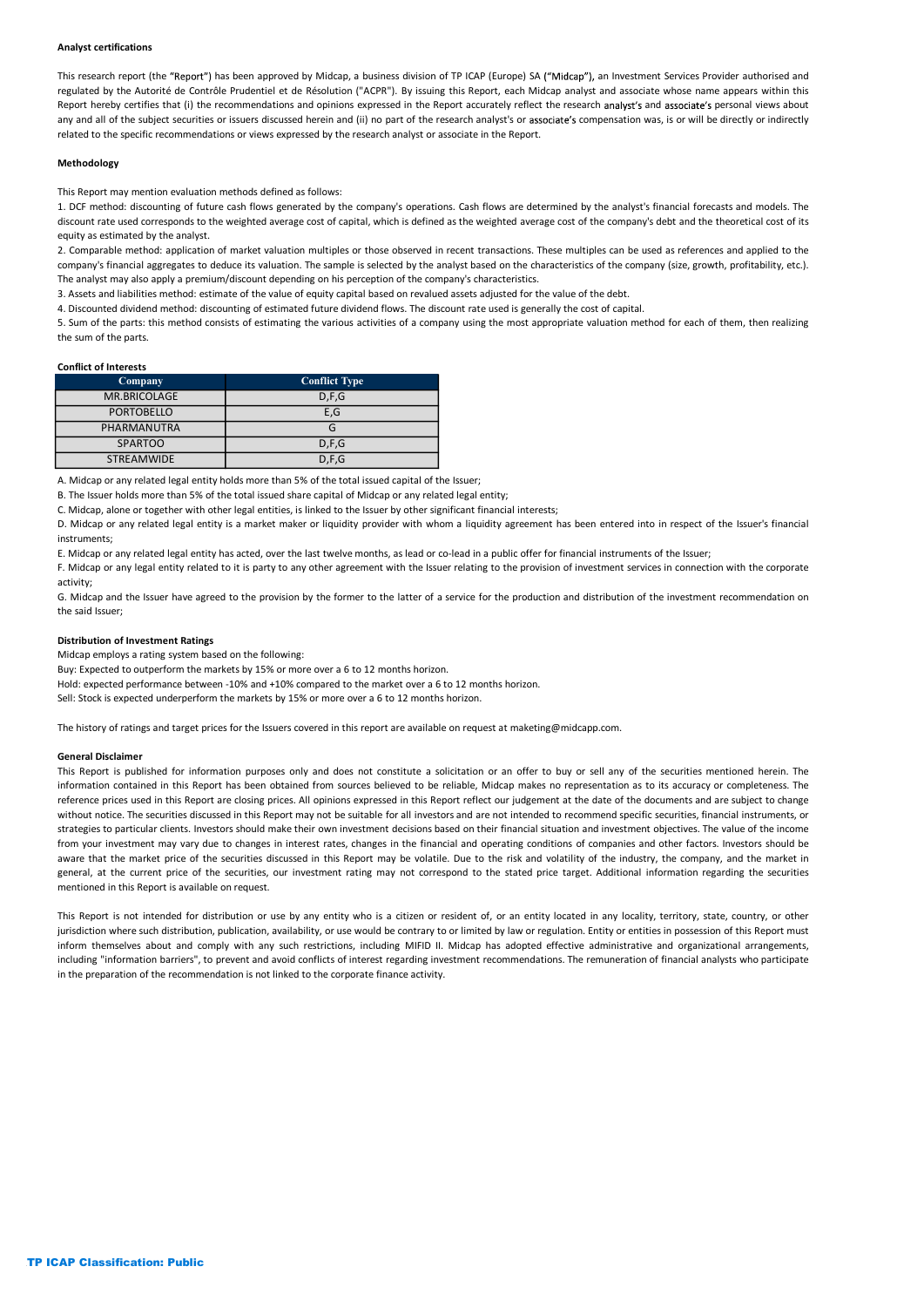**Analyst certifications**

This research report (the "Report") has been approved by Midcap, a business division of TP ICAP (Europe) SA ("Midcap"), an Investment Services Provider authorised and regulated by the Autorité de Contrôle Prudentiel et de Résolution ("ACPR"). By issuing this Report, each Midcap analyst and associate whose name appears within this Report hereby certifies that (i) the recommendations and opinions expressed in the Report accurately reflect the research analyst's and associate's personal views about any and all of the subject securities or issuers discussed herein and (ii) no part of the research analyst's or associate's compensation was, is or will be directly or indirectly related to the specific recommendations or views expressed by the research analyst or associate in the Report.

**Methodology**

This Report may mention evaluation methods defined as follows:

1. DCF method: discounting of future cash flows generated by the company's operations. Cash flows are determined by the analyst's financial forecasts and models. The discount rate used corresponds to the weighted average cost of capital, which is defined as the weighted average cost of the company's debt and the theoretical cost of its equity as estimated by the analyst.
2. Comparable method: application of market valuation multiples or those observed in recent transactions. These multiples can be used as references and applied to the company's financial aggregates to deduce its valuation. The sample is selected by the analyst based on the characteristics of the company (size, growth, profitability, etc.). The analyst may also apply a premium/discount depending on his perception of the company's characteristics.
3. Assets and liabilities method: estimate of the value of equity capital based on revalued assets adjusted for the value of the debt.
4. Discounted dividend method: discounting of estimated future dividend flows. The discount rate used is generally the cost of capital.
5. Sum of the parts: this method consists of estimating the various activities of a company using the most appropriate valuation method for each of them, then realizing the sum of the parts.

**Conflict of Interests**

| Company | Conflict Type |
|---|---|
| MR.BRICOLAGE | D,F,G |
| PORTOBELLO | E,G |
| PHARMANUTRA | G |
| SPARTOO | D,F,G |
| STREAMWIDE | D,F,G |

A. Midcap or any related legal entity holds more than 5% of the total issued capital of the Issuer;

B. The Issuer holds more than 5% of the total issued share capital of Midcap or any related legal entity;

C. Midcap, alone or together with other legal entities, is linked to the Issuer by other significant financial interests;

D. Midcap or any related legal entity is a market maker or liquidity provider with whom a liquidity agreement has been entered into in respect of the Issuer's financial instruments;

E. Midcap or any related legal entity has acted, over the last twelve months, as lead or co-lead in a public offer for financial instruments of the Issuer;

F. Midcap or any legal entity related to it is party to any other agreement with the Issuer relating to the provision of investment services in connection with the corporate activity;

G. Midcap and the Issuer have agreed to the provision by the former to the latter of a service for the production and distribution of the investment recommendation on the said Issuer;

**Distribution of Investment Ratings**

Midcap employs a rating system based on the following:

Buy: Expected to outperform the markets by 15% or more over a 6 to 12 months horizon.

Hold: expected performance between -10% and +10% compared to the market over a 6 to 12 months horizon.

Sell: Stock is expected underperform the markets by 15% or more over a 6 to 12 months horizon.

The history of ratings and target prices for the Issuers covered in this report are available on request at maketing@midcapp.com.

**General Disclaimer**

This Report is published for information purposes only and does not constitute a solicitation or an offer to buy or sell any of the securities mentioned herein. The information contained in this Report has been obtained from sources believed to be reliable, Midcap makes no representation as to its accuracy or completeness. The reference prices used in this Report are closing prices. All opinions expressed in this Report reflect our judgement at the date of the documents and are subject to change without notice. The securities discussed in this Report may not be suitable for all investors and are not intended to recommend specific securities, financial instruments, or strategies to particular clients. Investors should make their own investment decisions based on their financial situation and investment objectives. The value of the income from your investment may vary due to changes in interest rates, changes in the financial and operating conditions of companies and other factors. Investors should be aware that the market price of the securities discussed in this Report may be volatile. Due to the risk and volatility of the industry, the company, and the market in general, at the current price of the securities, our investment rating may not correspond to the stated price target. Additional information regarding the securities mentioned in this Report is available on request.

This Report is not intended for distribution or use by any entity who is a citizen or resident of, or an entity located in any locality, territory, state, country, or other jurisdiction where such distribution, publication, availability, or use would be contrary to or limited by law or regulation. Entity or entities in possession of this Report must inform themselves about and comply with any such restrictions, including MIFID II. Midcap has adopted effective administrative and organizational arrangements, including "information barriers", to prevent and avoid conflicts of interest regarding investment recommendations. The remuneration of financial analysts who participate in the preparation of the recommendation is not linked to the corporate finance activity.

TP ICAP Classification: Public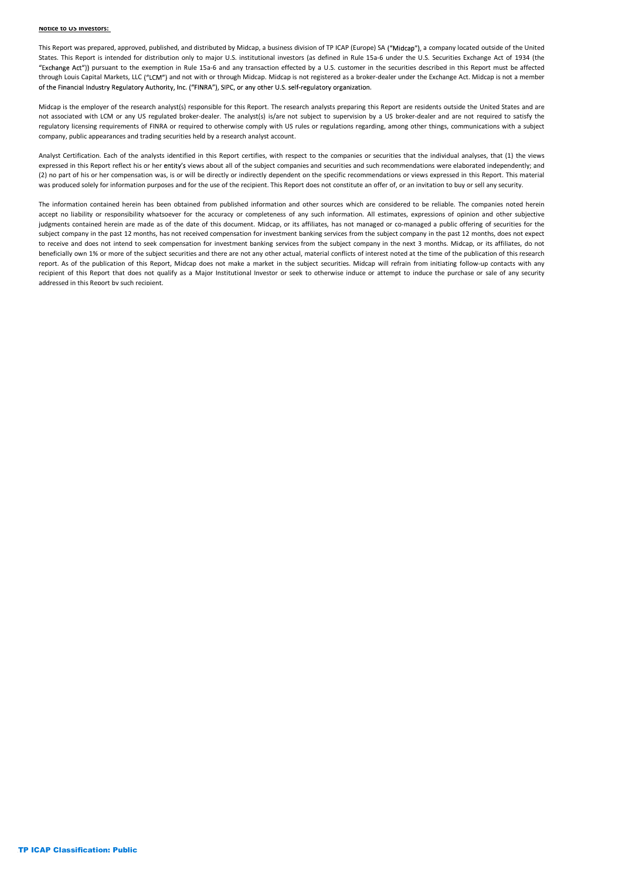**Notice to US Investors:**

This Report was prepared, approved, published, and distributed by Midcap, a business division of TP ICAP (Europe) SA ("Midcap"), a company located outside of the United States. This Report is intended for distribution only to major U.S. institutional investors (as defined in Rule 15a-6 under the U.S. Securities Exchange Act of 1934 (the "Exchange Act")) pursuant to the exemption in Rule 15a-6 and any transaction effected by a U.S. customer in the securities described in this Report must be affected through Louis Capital Markets, LLC ("LCM") and not with or through Midcap. Midcap is not registered as a broker-dealer under the Exchange Act. Midcap is not a member of the Financial Industry Regulatory Authority, Inc. ("FINRA"), SIPC, or any other U.S. self-regulatory organization.

Midcap is the employer of the research analyst(s) responsible for this Report. The research analysts preparing this Report are residents outside the United States and are not associated with LCM or any US regulated broker-dealer. The analyst(s) is/are not subject to supervision by a US broker-dealer and are not required to satisfy the regulatory licensing requirements of FINRA or required to otherwise comply with US rules or regulations regarding, among other things, communications with a subject company, public appearances and trading securities held by a research analyst account.

Analyst Certification. Each of the analysts identified in this Report certifies, with respect to the companies or securities that the individual analyses, that (1) the views expressed in this Report reflect his or her entity's views about all of the subject companies and securities and such recommendations were elaborated independently; and (2) no part of his or her compensation was, is or will be directly or indirectly dependent on the specific recommendations or views expressed in this Report. This material was produced solely for information purposes and for the use of the recipient. This Report does not constitute an offer of, or an invitation to buy or sell any security.

The information contained herein has been obtained from published information and other sources which are considered to be reliable. The companies noted herein accept no liability or responsibility whatsoever for the accuracy or completeness of any such information. All estimates, expressions of opinion and other subjective judgments contained herein are made as of the date of this document. Midcap, or its affiliates, has not managed or co-managed a public offering of securities for the subject company in the past 12 months, has not received compensation for investment banking services from the subject company in the past 12 months, does not expect to receive and does not intend to seek compensation for investment banking services from the subject company in the next 3 months. Midcap, or its affiliates, do not beneficially own 1% or more of the subject securities and there are not any other actual, material conflicts of interest noted at the time of the publication of this research report. As of the publication of this Report, Midcap does not make a market in the subject securities. Midcap will refrain from initiating follow-up contacts with any recipient of this Report that does not qualify as a Major Institutional Investor or seek to otherwise induce or attempt to induce the purchase or sale of any security addressed in this Report by such recipient.

TP ICAP Classification: Public